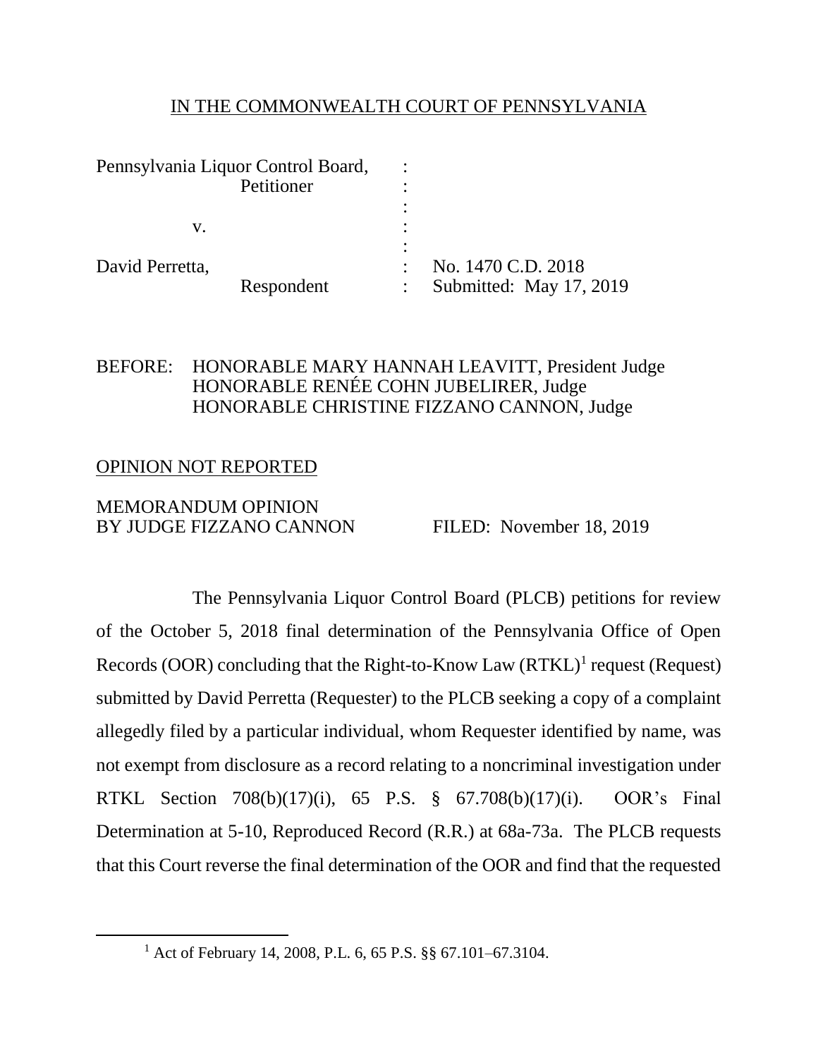IN THE COMMONWEALTH COURT OF PENNSYLVANIA

| | | |
|---|---|---|
| Pennsylvania Liquor Control Board, Petitioner | : | |
| v. | : | |
| David Perretta, Respondent | : | No. 1470 C.D. 2018 Submitted: May 17, 2019 |

BEFORE: HONORABLE MARY HANNAH LEAVITT, President Judge
HONORABLE RENÉE COHN JUBELIRER, Judge
HONORABLE CHRISTINE FIZZANO CANNON, Judge

OPINION NOT REPORTED

MEMORANDUM OPINION
BY JUDGE FIZZANO CANNON FILED: November 18, 2019

The Pennsylvania Liquor Control Board (PLCB) petitions for review of the October 5, 2018 final determination of the Pennsylvania Office of Open Records (OOR) concluding that the Right-to-Know Law (RTKL)[1] request (Request) submitted by David Perretta (Requester) to the PLCB seeking a copy of a complaint allegedly filed by a particular individual, whom Requester identified by name, was not exempt from disclosure as a record relating to a noncriminal investigation under RTKL Section 708(b)(17)(i), 65 P.S. § 67.708(b)(17)(i). OOR's Final Determination at 5-10, Reproduced Record (R.R.) at 68a-73a. The PLCB requests that this Court reverse the final determination of the OOR and find that the requested

[1] Act of February 14, 2008, P.L. 6, 65 P.S. §§ 67.101–67.3104.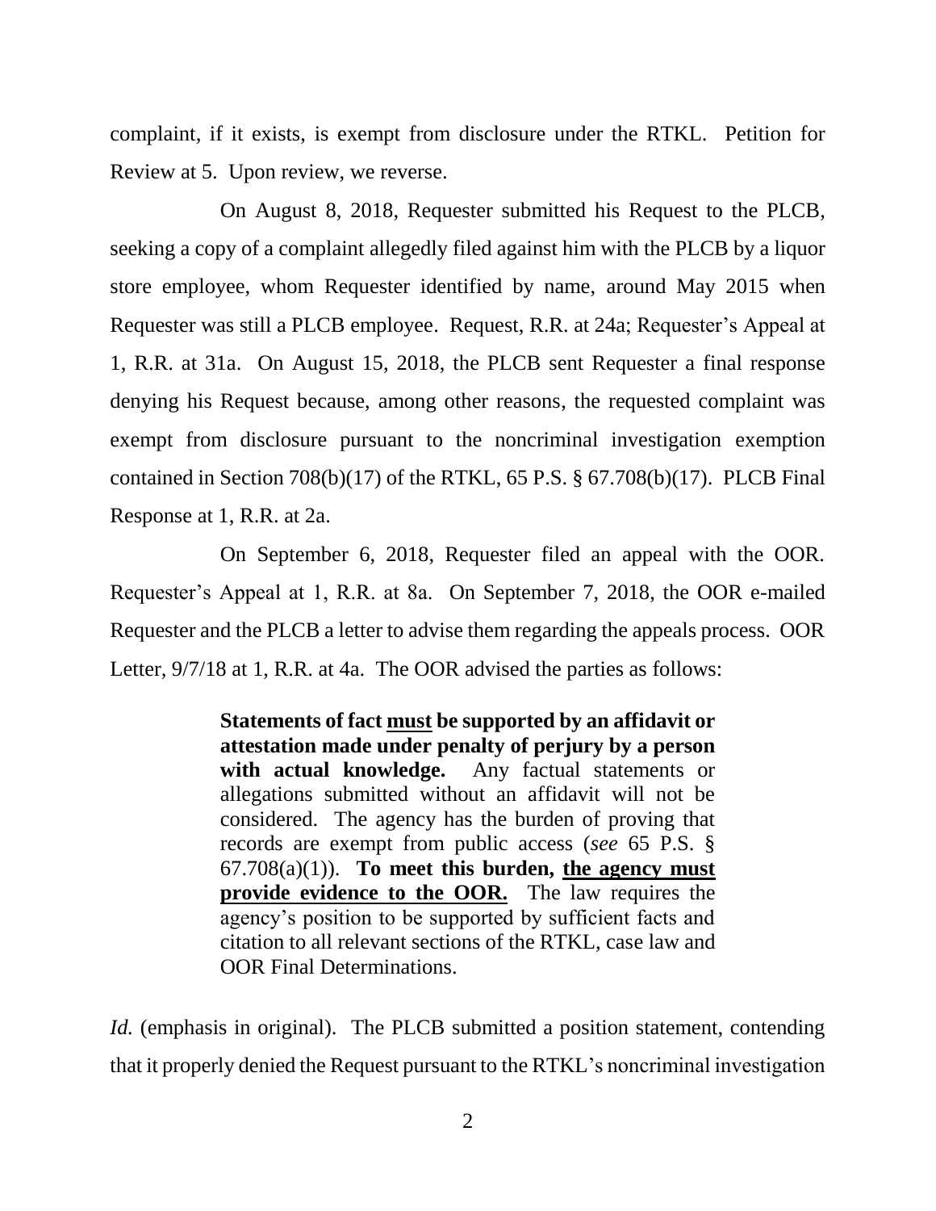complaint, if it exists, is exempt from disclosure under the RTKL. Petition for Review at 5. Upon review, we reverse.

On August 8, 2018, Requester submitted his Request to the PLCB, seeking a copy of a complaint allegedly filed against him with the PLCB by a liquor store employee, whom Requester identified by name, around May 2015 when Requester was still a PLCB employee. Request, R.R. at 24a; Requester's Appeal at 1, R.R. at 31a. On August 15, 2018, the PLCB sent Requester a final response denying his Request because, among other reasons, the requested complaint was exempt from disclosure pursuant to the noncriminal investigation exemption contained in Section 708(b)(17) of the RTKL, 65 P.S. § 67.708(b)(17). PLCB Final Response at 1, R.R. at 2a.

On September 6, 2018, Requester filed an appeal with the OOR. Requester's Appeal at 1, R.R. at 8a. On September 7, 2018, the OOR e-mailed Requester and the PLCB a letter to advise them regarding the appeals process. OOR Letter, 9/7/18 at 1, R.R. at 4a. The OOR advised the parties as follows:

> **Statements of fact <u>must</u> be supported by an affidavit or attestation made under penalty of perjury by a person with actual knowledge.** Any factual statements or allegations submitted without an affidavit will not be considered. The agency has the burden of proving that records are exempt from public access (*see* 65 P.S. § 67.708(a)(1)). **To meet this burden, <u>the agency must provide evidence to the OOR.</u>** The law requires the agency's position to be supported by sufficient facts and citation to all relevant sections of the RTKL, case law and OOR Final Determinations.

*Id.* (emphasis in original). The PLCB submitted a position statement, contending that it properly denied the Request pursuant to the RTKL's noncriminal investigation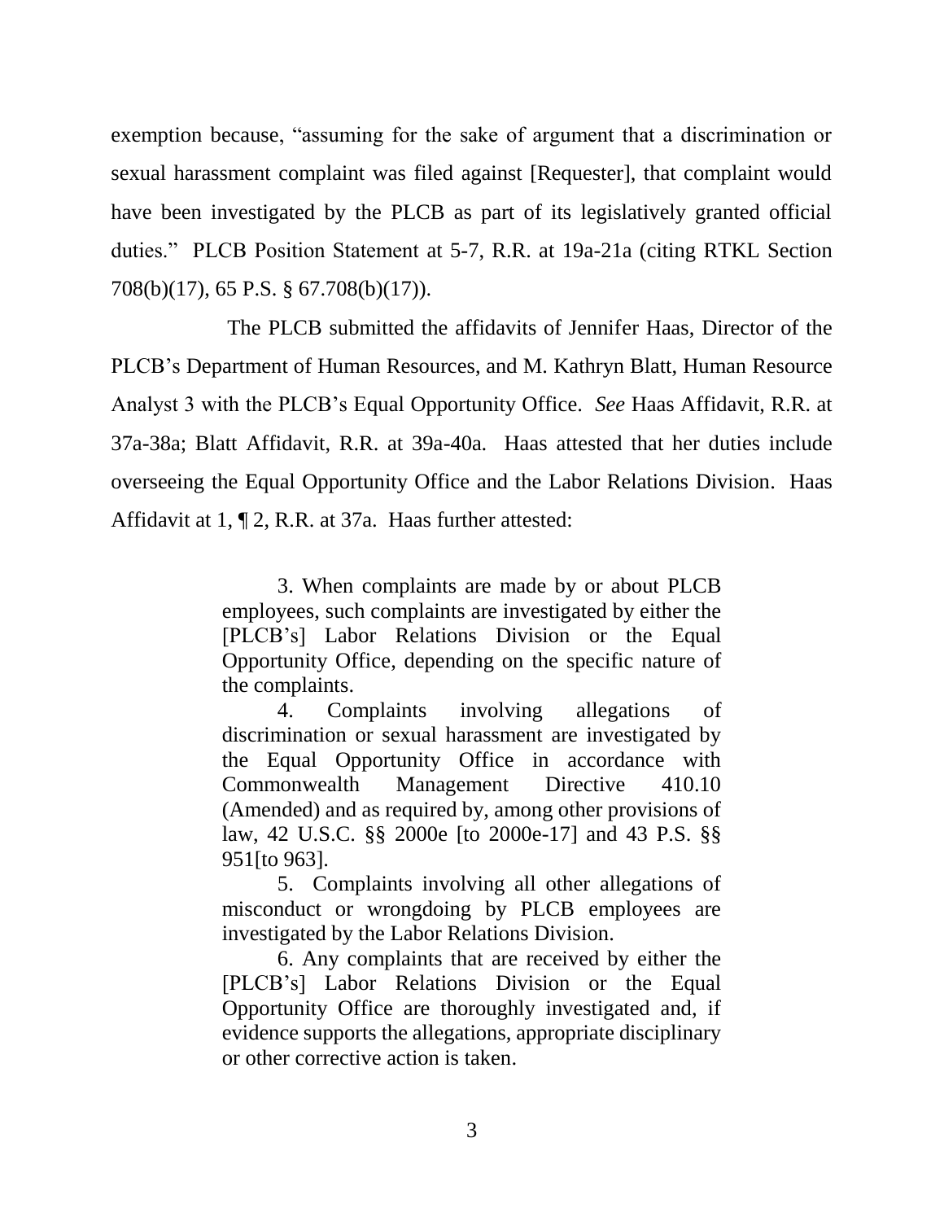exemption because, "assuming for the sake of argument that a discrimination or sexual harassment complaint was filed against [Requester], that complaint would have been investigated by the PLCB as part of its legislatively granted official duties." PLCB Position Statement at 5-7, R.R. at 19a-21a (citing RTKL Section 708(b)(17), 65 P.S. § 67.708(b)(17)).

The PLCB submitted the affidavits of Jennifer Haas, Director of the PLCB's Department of Human Resources, and M. Kathryn Blatt, Human Resource Analyst 3 with the PLCB's Equal Opportunity Office. *See* Haas Affidavit, R.R. at 37a-38a; Blatt Affidavit, R.R. at 39a-40a. Haas attested that her duties include overseeing the Equal Opportunity Office and the Labor Relations Division. Haas Affidavit at 1, ¶ 2, R.R. at 37a. Haas further attested:

> 3. When complaints are made by or about PLCB employees, such complaints are investigated by either the [PLCB's] Labor Relations Division or the Equal Opportunity Office, depending on the specific nature of the complaints.
>
> 4. Complaints involving allegations of discrimination or sexual harassment are investigated by the Equal Opportunity Office in accordance with Commonwealth Management Directive 410.10 (Amended) and as required by, among other provisions of law, 42 U.S.C. §§ 2000e [to 2000e-17] and 43 P.S. §§ 951[to 963].
>
> 5. Complaints involving all other allegations of misconduct or wrongdoing by PLCB employees are investigated by the Labor Relations Division.
>
> 6. Any complaints that are received by either the [PLCB's] Labor Relations Division or the Equal Opportunity Office are thoroughly investigated and, if evidence supports the allegations, appropriate disciplinary or other corrective action is taken.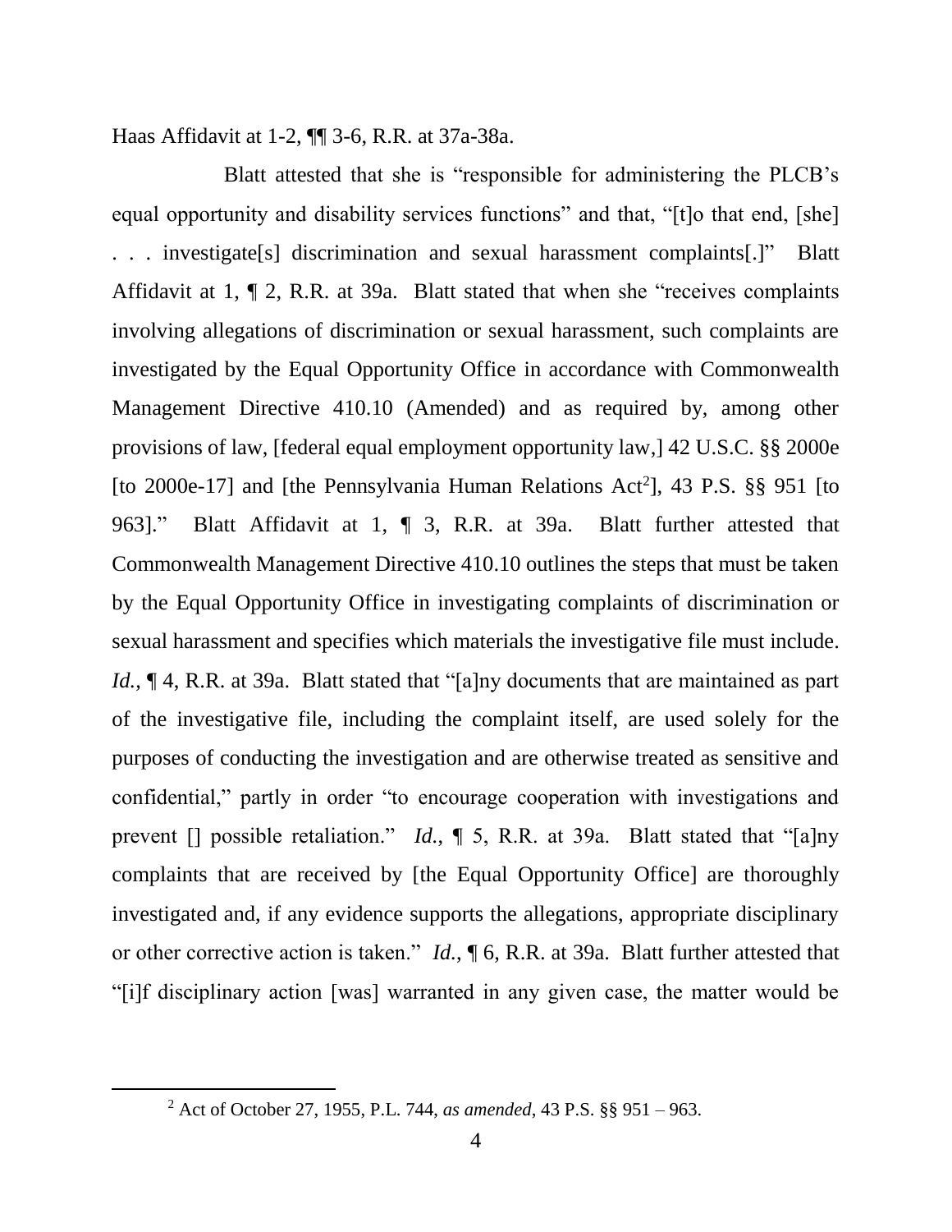Haas Affidavit at 1-2, ¶¶ 3-6, R.R. at 37a-38a.

Blatt attested that she is "responsible for administering the PLCB's equal opportunity and disability services functions" and that, "[t]o that end, [she] . . . investigate[s] discrimination and sexual harassment complaints[.]" Blatt Affidavit at 1, ¶ 2, R.R. at 39a. Blatt stated that when she "receives complaints involving allegations of discrimination or sexual harassment, such complaints are investigated by the Equal Opportunity Office in accordance with Commonwealth Management Directive 410.10 (Amended) and as required by, among other provisions of law, [federal equal employment opportunity law,] 42 U.S.C. §§ 2000e [to 2000e-17] and [the Pennsylvania Human Relations Act[2]], 43 P.S. §§ 951 [to 963]." Blatt Affidavit at 1, ¶ 3, R.R. at 39a. Blatt further attested that Commonwealth Management Directive 410.10 outlines the steps that must be taken by the Equal Opportunity Office in investigating complaints of discrimination or sexual harassment and specifies which materials the investigative file must include. *Id.*, ¶ 4, R.R. at 39a. Blatt stated that "[a]ny documents that are maintained as part of the investigative file, including the complaint itself, are used solely for the purposes of conducting the investigation and are otherwise treated as sensitive and confidential," partly in order "to encourage cooperation with investigations and prevent [] possible retaliation." *Id.*, ¶ 5, R.R. at 39a. Blatt stated that "[a]ny complaints that are received by [the Equal Opportunity Office] are thoroughly investigated and, if any evidence supports the allegations, appropriate disciplinary or other corrective action is taken." *Id.*, ¶ 6, R.R. at 39a. Blatt further attested that "[i]f disciplinary action [was] warranted in any given case, the matter would be

---

[2] Act of October 27, 1955, P.L. 744, *as amended*, 43 P.S. §§ 951 – 963.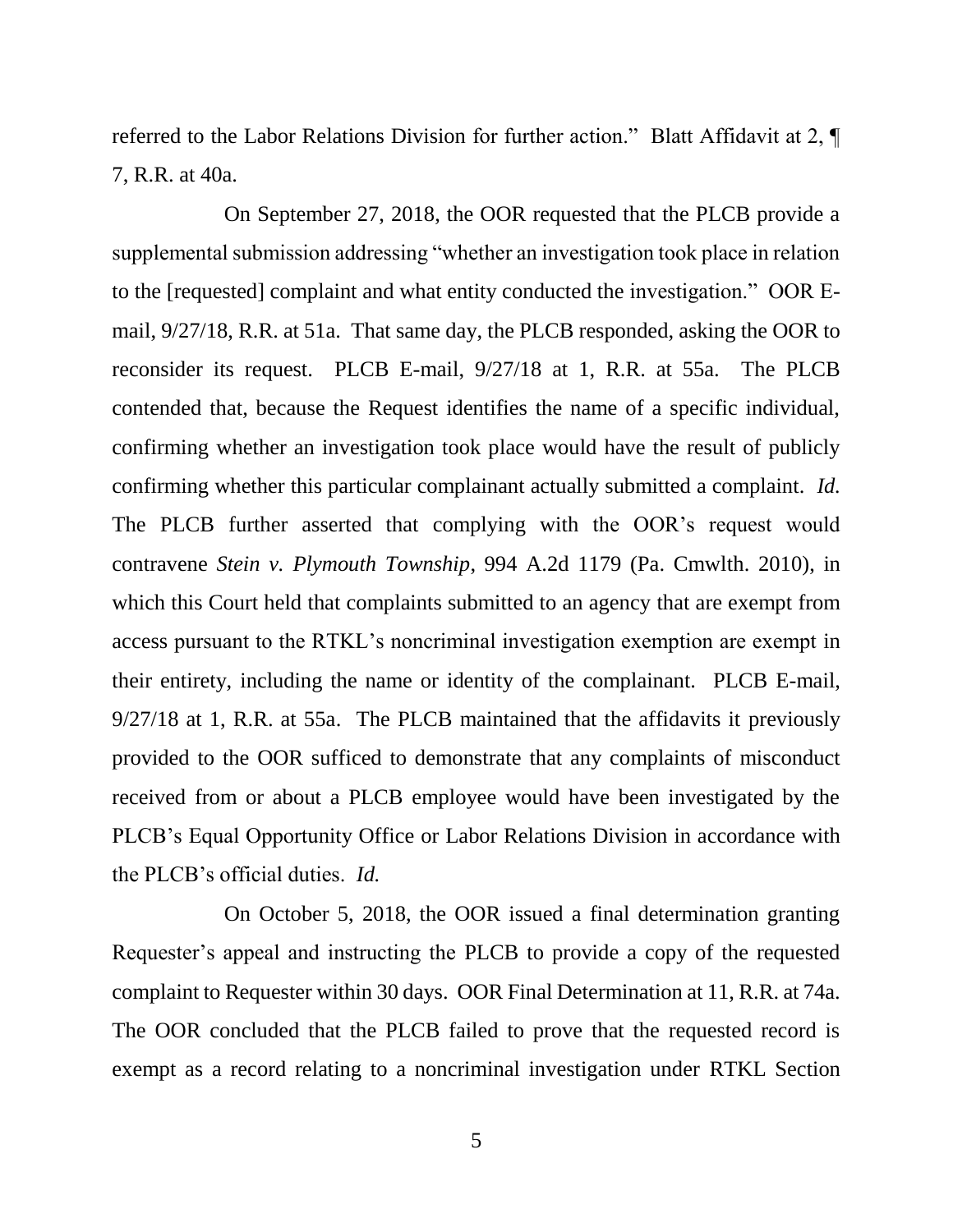referred to the Labor Relations Division for further action." Blatt Affidavit at 2, ¶ 7, R.R. at 40a.

On September 27, 2018, the OOR requested that the PLCB provide a supplemental submission addressing "whether an investigation took place in relation to the [requested] complaint and what entity conducted the investigation." OOR E-mail, 9/27/18, R.R. at 51a. That same day, the PLCB responded, asking the OOR to reconsider its request. PLCB E-mail, 9/27/18 at 1, R.R. at 55a. The PLCB contended that, because the Request identifies the name of a specific individual, confirming whether an investigation took place would have the result of publicly confirming whether this particular complainant actually submitted a complaint. *Id.* The PLCB further asserted that complying with the OOR's request would contravene *Stein v. Plymouth Township*, 994 A.2d 1179 (Pa. Cmwlth. 2010), in which this Court held that complaints submitted to an agency that are exempt from access pursuant to the RTKL's noncriminal investigation exemption are exempt in their entirety, including the name or identity of the complainant. PLCB E-mail, 9/27/18 at 1, R.R. at 55a. The PLCB maintained that the affidavits it previously provided to the OOR sufficed to demonstrate that any complaints of misconduct received from or about a PLCB employee would have been investigated by the PLCB's Equal Opportunity Office or Labor Relations Division in accordance with the PLCB's official duties. *Id.*

On October 5, 2018, the OOR issued a final determination granting Requester's appeal and instructing the PLCB to provide a copy of the requested complaint to Requester within 30 days. OOR Final Determination at 11, R.R. at 74a. The OOR concluded that the PLCB failed to prove that the requested record is exempt as a record relating to a noncriminal investigation under RTKL Section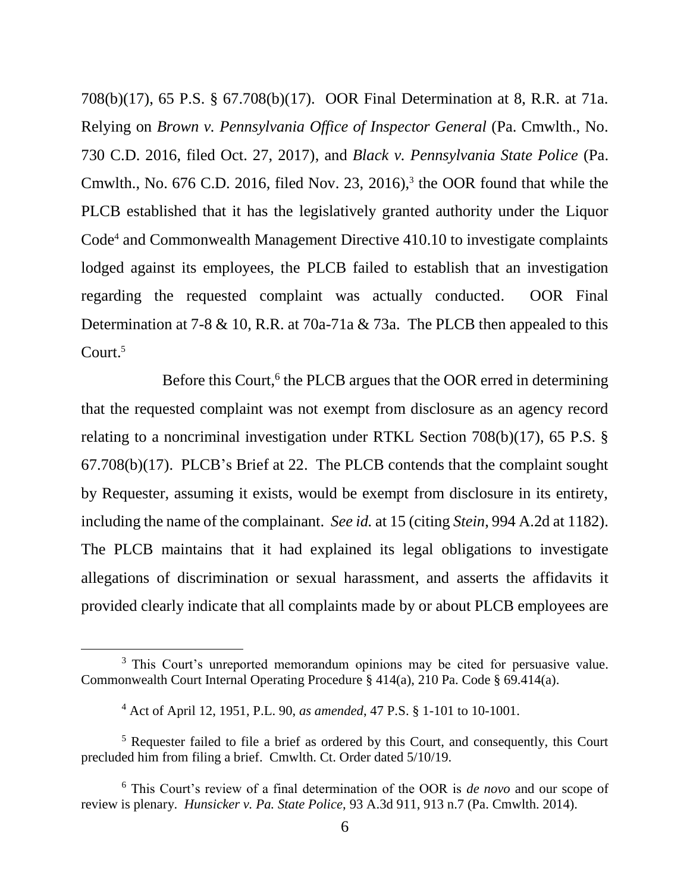708(b)(17), 65 P.S. § 67.708(b)(17). OOR Final Determination at 8, R.R. at 71a. Relying on *Brown v. Pennsylvania Office of Inspector General* (Pa. Cmwlth., No. 730 C.D. 2016, filed Oct. 27, 2017), and *Black v. Pennsylvania State Police* (Pa. Cmwlth., No. 676 C.D. 2016, filed Nov. 23, 2016),[3] the OOR found that while the PLCB established that it has the legislatively granted authority under the Liquor Code[4] and Commonwealth Management Directive 410.10 to investigate complaints lodged against its employees, the PLCB failed to establish that an investigation regarding the requested complaint was actually conducted. OOR Final Determination at 7-8 & 10, R.R. at 70a-71a & 73a. The PLCB then appealed to this Court.[5]

Before this Court,[6] the PLCB argues that the OOR erred in determining that the requested complaint was not exempt from disclosure as an agency record relating to a noncriminal investigation under RTKL Section 708(b)(17), 65 P.S. § 67.708(b)(17). PLCB's Brief at 22. The PLCB contends that the complaint sought by Requester, assuming it exists, would be exempt from disclosure in its entirety, including the name of the complainant. *See id.* at 15 (citing *Stein*, 994 A.2d at 1182). The PLCB maintains that it had explained its legal obligations to investigate allegations of discrimination or sexual harassment, and asserts the affidavits it provided clearly indicate that all complaints made by or about PLCB employees are

---

[3] This Court's unreported memorandum opinions may be cited for persuasive value. Commonwealth Court Internal Operating Procedure § 414(a), 210 Pa. Code § 69.414(a).

[4] Act of April 12, 1951, P.L. 90, *as amended*, 47 P.S. § 1-101 to 10-1001.

[5] Requester failed to file a brief as ordered by this Court, and consequently, this Court precluded him from filing a brief. Cmwlth. Ct. Order dated 5/10/19.

[6] This Court's review of a final determination of the OOR is *de novo* and our scope of review is plenary. *Hunsicker v. Pa. State Police*, 93 A.3d 911, 913 n.7 (Pa. Cmwlth. 2014).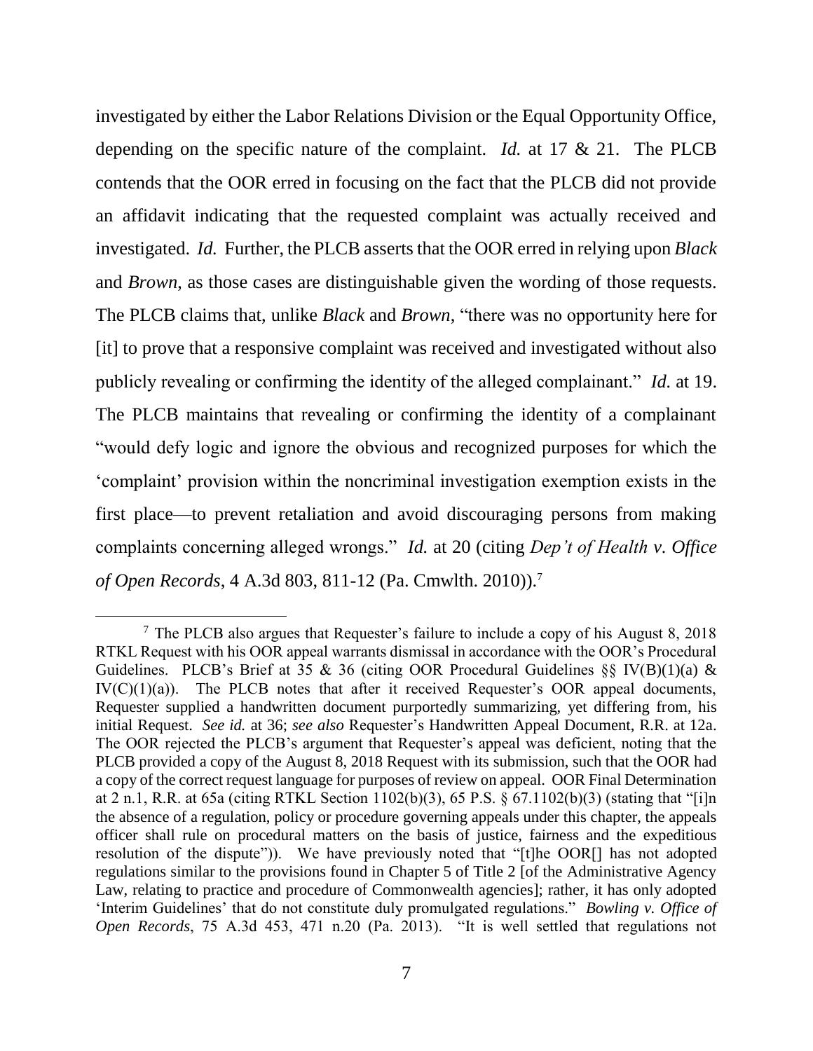investigated by either the Labor Relations Division or the Equal Opportunity Office, depending on the specific nature of the complaint. *Id.* at 17 & 21. The PLCB contends that the OOR erred in focusing on the fact that the PLCB did not provide an affidavit indicating that the requested complaint was actually received and investigated. *Id.* Further, the PLCB asserts that the OOR erred in relying upon *Black* and *Brown*, as those cases are distinguishable given the wording of those requests. The PLCB claims that, unlike *Black* and *Brown*, "there was no opportunity here for [it] to prove that a responsive complaint was received and investigated without also publicly revealing or confirming the identity of the alleged complainant." *Id.* at 19. The PLCB maintains that revealing or confirming the identity of a complainant "would defy logic and ignore the obvious and recognized purposes for which the 'complaint' provision within the noncriminal investigation exemption exists in the first place—to prevent retaliation and avoid discouraging persons from making complaints concerning alleged wrongs." *Id.* at 20 (citing *Dep't of Health v. Office of Open Records*, 4 A.3d 803, 811-12 (Pa. Cmwlth. 2010)).[7]

[7] The PLCB also argues that Requester's failure to include a copy of his August 8, 2018 RTKL Request with his OOR appeal warrants dismissal in accordance with the OOR's Procedural Guidelines. PLCB's Brief at 35 & 36 (citing OOR Procedural Guidelines §§ IV(B)(1)(a) & IV(C)(1)(a)). The PLCB notes that after it received Requester's OOR appeal documents, Requester supplied a handwritten document purportedly summarizing, yet differing from, his initial Request. *See id.* at 36; *see also* Requester's Handwritten Appeal Document, R.R. at 12a. The OOR rejected the PLCB's argument that Requester's appeal was deficient, noting that the PLCB provided a copy of the August 8, 2018 Request with its submission, such that the OOR had a copy of the correct request language for purposes of review on appeal. OOR Final Determination at 2 n.1, R.R. at 65a (citing RTKL Section 1102(b)(3), 65 P.S. § 67.1102(b)(3) (stating that "[i]n the absence of a regulation, policy or procedure governing appeals under this chapter, the appeals officer shall rule on procedural matters on the basis of justice, fairness and the expeditious resolution of the dispute")). We have previously noted that "[t]he OOR[] has not adopted regulations similar to the provisions found in Chapter 5 of Title 2 [of the Administrative Agency Law, relating to practice and procedure of Commonwealth agencies]; rather, it has only adopted 'Interim Guidelines' that do not constitute duly promulgated regulations." *Bowling v. Office of Open Records*, 75 A.3d 453, 471 n.20 (Pa. 2013). "It is well settled that regulations not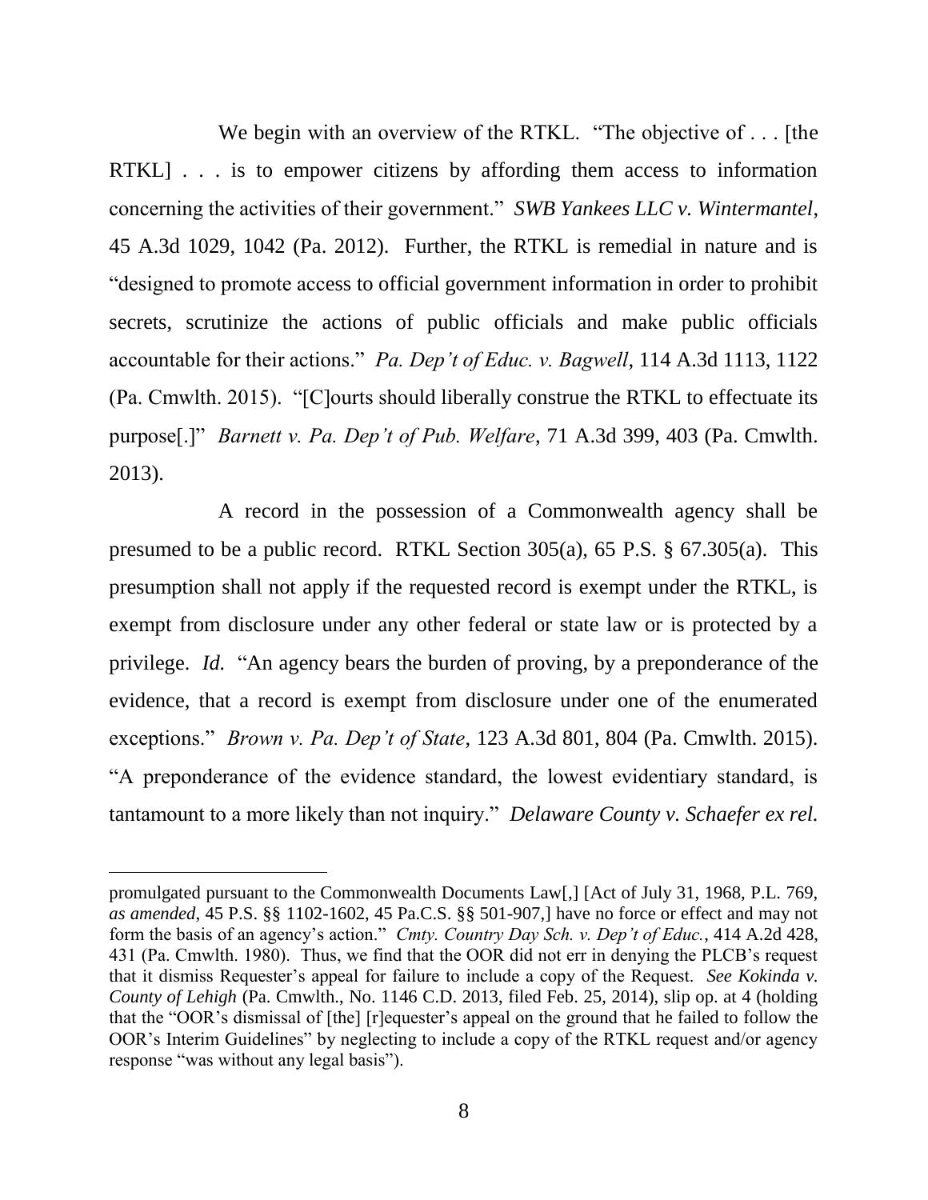We begin with an overview of the RTKL. "The objective of . . . [the RTKL] . . . is to empower citizens by affording them access to information concerning the activities of their government." *SWB Yankees LLC v. Wintermantel*, 45 A.3d 1029, 1042 (Pa. 2012). Further, the RTKL is remedial in nature and is "designed to promote access to official government information in order to prohibit secrets, scrutinize the actions of public officials and make public officials accountable for their actions." *Pa. Dep't of Educ. v. Bagwell*, 114 A.3d 1113, 1122 (Pa. Cmwlth. 2015). "[C]ourts should liberally construe the RTKL to effectuate its purpose[.]" *Barnett v. Pa. Dep't of Pub. Welfare*, 71 A.3d 399, 403 (Pa. Cmwlth. 2013).

A record in the possession of a Commonwealth agency shall be presumed to be a public record. RTKL Section 305(a), 65 P.S. § 67.305(a). This presumption shall not apply if the requested record is exempt under the RTKL, is exempt from disclosure under any other federal or state law or is protected by a privilege. *Id.* "An agency bears the burden of proving, by a preponderance of the evidence, that a record is exempt from disclosure under one of the enumerated exceptions." *Brown v. Pa. Dep't of State*, 123 A.3d 801, 804 (Pa. Cmwlth. 2015). "A preponderance of the evidence standard, the lowest evidentiary standard, is tantamount to a more likely than not inquiry." *Delaware County v. Schaefer ex rel.*

---

promulgated pursuant to the Commonwealth Documents Law[,] [Act of July 31, 1968, P.L. 769, *as amended*, 45 P.S. §§ 1102-1602, 45 Pa.C.S. §§ 501-907,] have no force or effect and may not form the basis of an agency's action." *Cmty. Country Day Sch. v. Dep't of Educ.*, 414 A.2d 428, 431 (Pa. Cmwlth. 1980). Thus, we find that the OOR did not err in denying the PLCB's request that it dismiss Requester's appeal for failure to include a copy of the Request. *See Kokinda v. County of Lehigh* (Pa. Cmwlth., No. 1146 C.D. 2013, filed Feb. 25, 2014), slip op. at 4 (holding that the "OOR's dismissal of [the] [r]equester's appeal on the ground that he failed to follow the OOR's Interim Guidelines" by neglecting to include a copy of the RTKL request and/or agency response "was without any legal basis").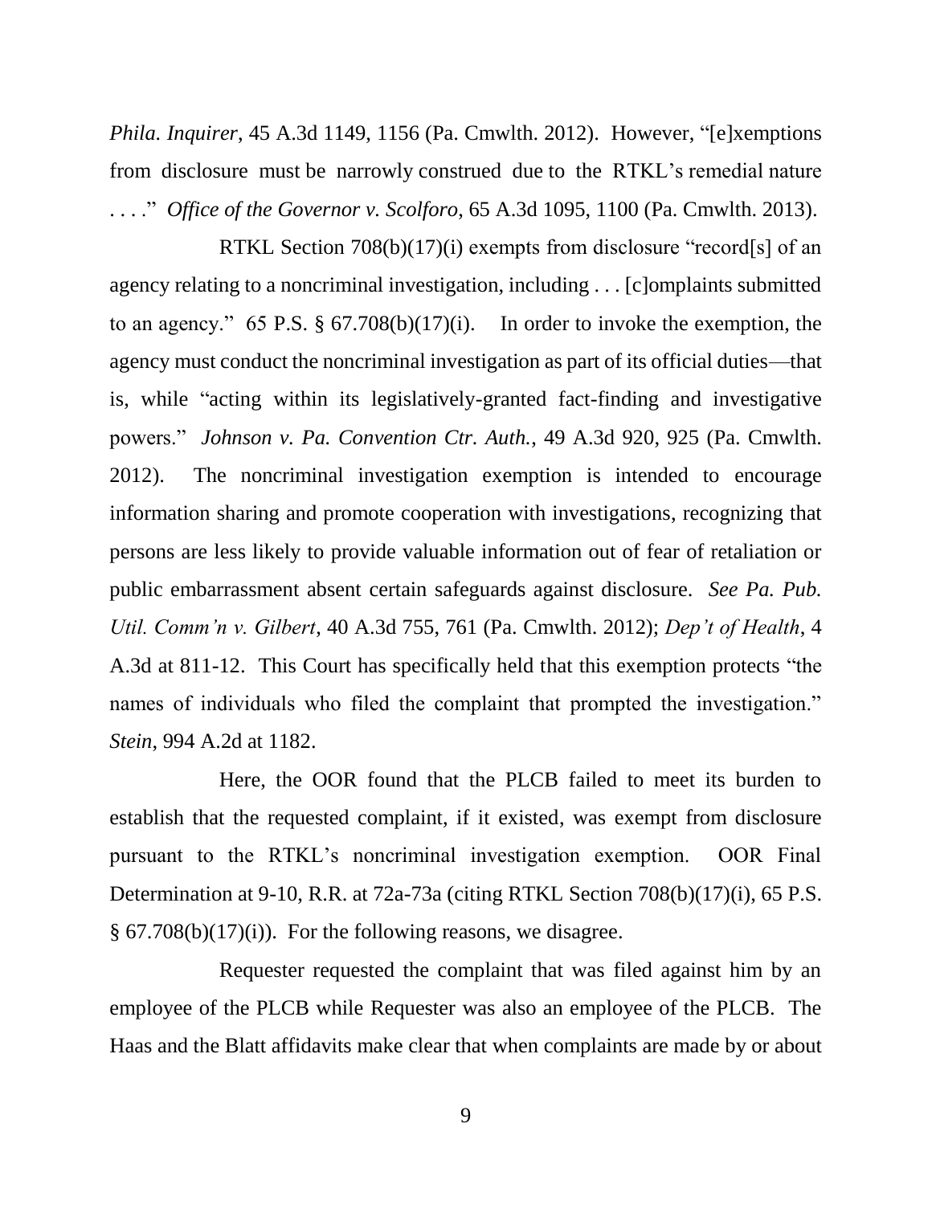*Phila. Inquirer*, 45 A.3d 1149, 1156 (Pa. Cmwlth. 2012). However, "[e]xemptions from disclosure must be narrowly construed due to the RTKL's remedial nature . . . ." *Office of the Governor v. Scolforo*, 65 A.3d 1095, 1100 (Pa. Cmwlth. 2013).

RTKL Section 708(b)(17)(i) exempts from disclosure "record[s] of an agency relating to a noncriminal investigation, including . . . [c]omplaints submitted to an agency." 65 P.S. § 67.708(b)(17)(i). In order to invoke the exemption, the agency must conduct the noncriminal investigation as part of its official duties—that is, while "acting within its legislatively-granted fact-finding and investigative powers." *Johnson v. Pa. Convention Ctr. Auth.*, 49 A.3d 920, 925 (Pa. Cmwlth. 2012). The noncriminal investigation exemption is intended to encourage information sharing and promote cooperation with investigations, recognizing that persons are less likely to provide valuable information out of fear of retaliation or public embarrassment absent certain safeguards against disclosure. *See Pa. Pub. Util. Comm'n v. Gilbert*, 40 A.3d 755, 761 (Pa. Cmwlth. 2012); *Dep't of Health*, 4 A.3d at 811-12. This Court has specifically held that this exemption protects "the names of individuals who filed the complaint that prompted the investigation." *Stein*, 994 A.2d at 1182.

Here, the OOR found that the PLCB failed to meet its burden to establish that the requested complaint, if it existed, was exempt from disclosure pursuant to the RTKL's noncriminal investigation exemption. OOR Final Determination at 9-10, R.R. at 72a-73a (citing RTKL Section 708(b)(17)(i), 65 P.S. § 67.708(b)(17)(i)). For the following reasons, we disagree.

Requester requested the complaint that was filed against him by an employee of the PLCB while Requester was also an employee of the PLCB. The Haas and the Blatt affidavits make clear that when complaints are made by or about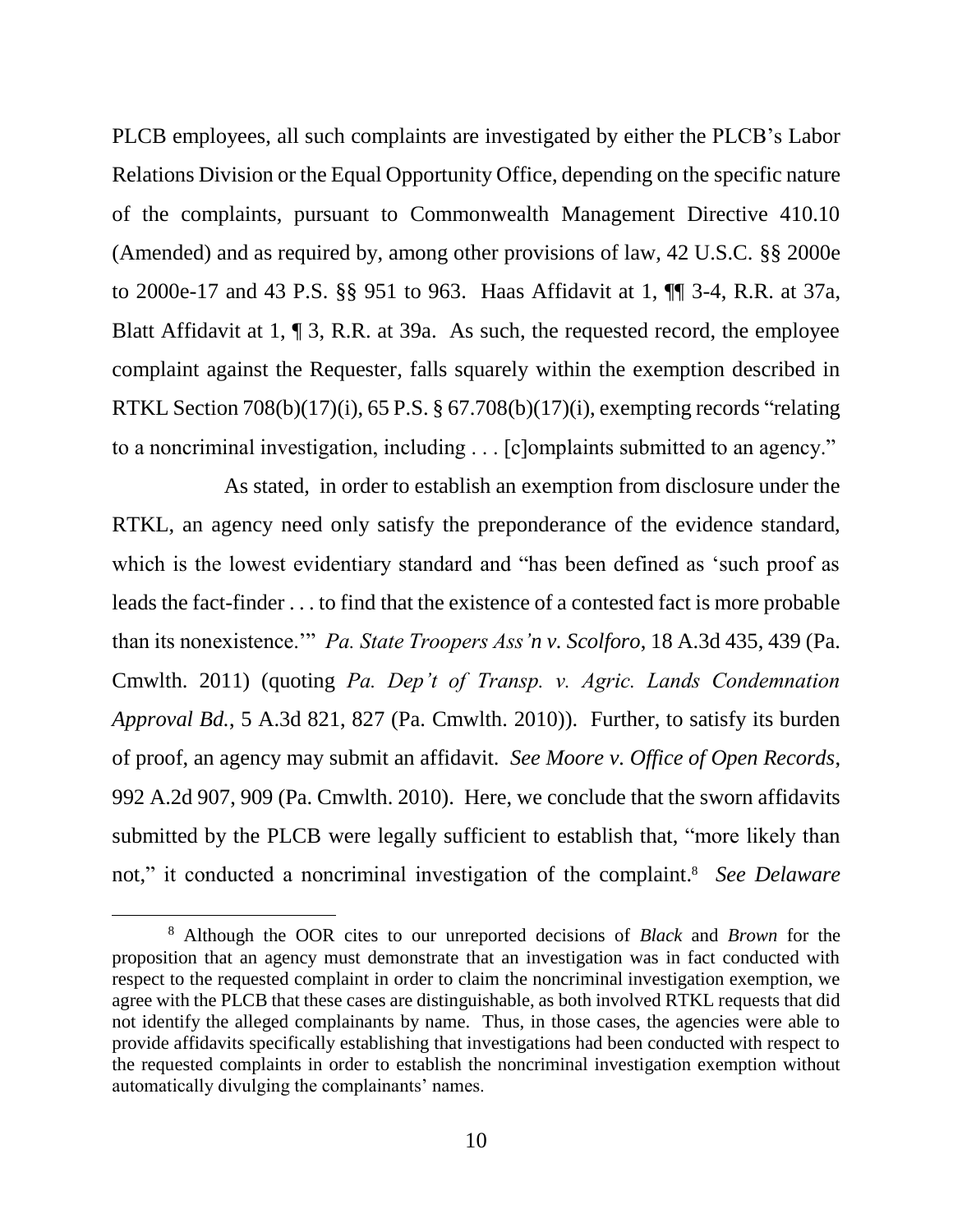PLCB employees, all such complaints are investigated by either the PLCB's Labor Relations Division or the Equal Opportunity Office, depending on the specific nature of the complaints, pursuant to Commonwealth Management Directive 410.10 (Amended) and as required by, among other provisions of law, 42 U.S.C. §§ 2000e to 2000e-17 and 43 P.S. §§ 951 to 963. Haas Affidavit at 1, ¶¶ 3-4, R.R. at 37a, Blatt Affidavit at 1, ¶ 3, R.R. at 39a. As such, the requested record, the employee complaint against the Requester, falls squarely within the exemption described in RTKL Section 708(b)(17)(i), 65 P.S. § 67.708(b)(17)(i), exempting records "relating to a noncriminal investigation, including . . . [c]omplaints submitted to an agency."

As stated, in order to establish an exemption from disclosure under the RTKL, an agency need only satisfy the preponderance of the evidence standard, which is the lowest evidentiary standard and "has been defined as 'such proof as leads the fact-finder . . . to find that the existence of a contested fact is more probable than its nonexistence.'" *Pa. State Troopers Ass'n v. Scolforo*, 18 A.3d 435, 439 (Pa. Cmwlth. 2011) (quoting *Pa. Dep't of Transp. v. Agric. Lands Condemnation Approval Bd.*, 5 A.3d 821, 827 (Pa. Cmwlth. 2010)). Further, to satisfy its burden of proof, an agency may submit an affidavit. *See Moore v. Office of Open Records*, 992 A.2d 907, 909 (Pa. Cmwlth. 2010). Here, we conclude that the sworn affidavits submitted by the PLCB were legally sufficient to establish that, "more likely than not," it conducted a noncriminal investigation of the complaint.[8] *See Delaware*

---

[8] Although the OOR cites to our unreported decisions of *Black* and *Brown* for the proposition that an agency must demonstrate that an investigation was in fact conducted with respect to the requested complaint in order to claim the noncriminal investigation exemption, we agree with the PLCB that these cases are distinguishable, as both involved RTKL requests that did not identify the alleged complainants by name. Thus, in those cases, the agencies were able to provide affidavits specifically establishing that investigations had been conducted with respect to the requested complaints in order to establish the noncriminal investigation exemption without automatically divulging the complainants' names.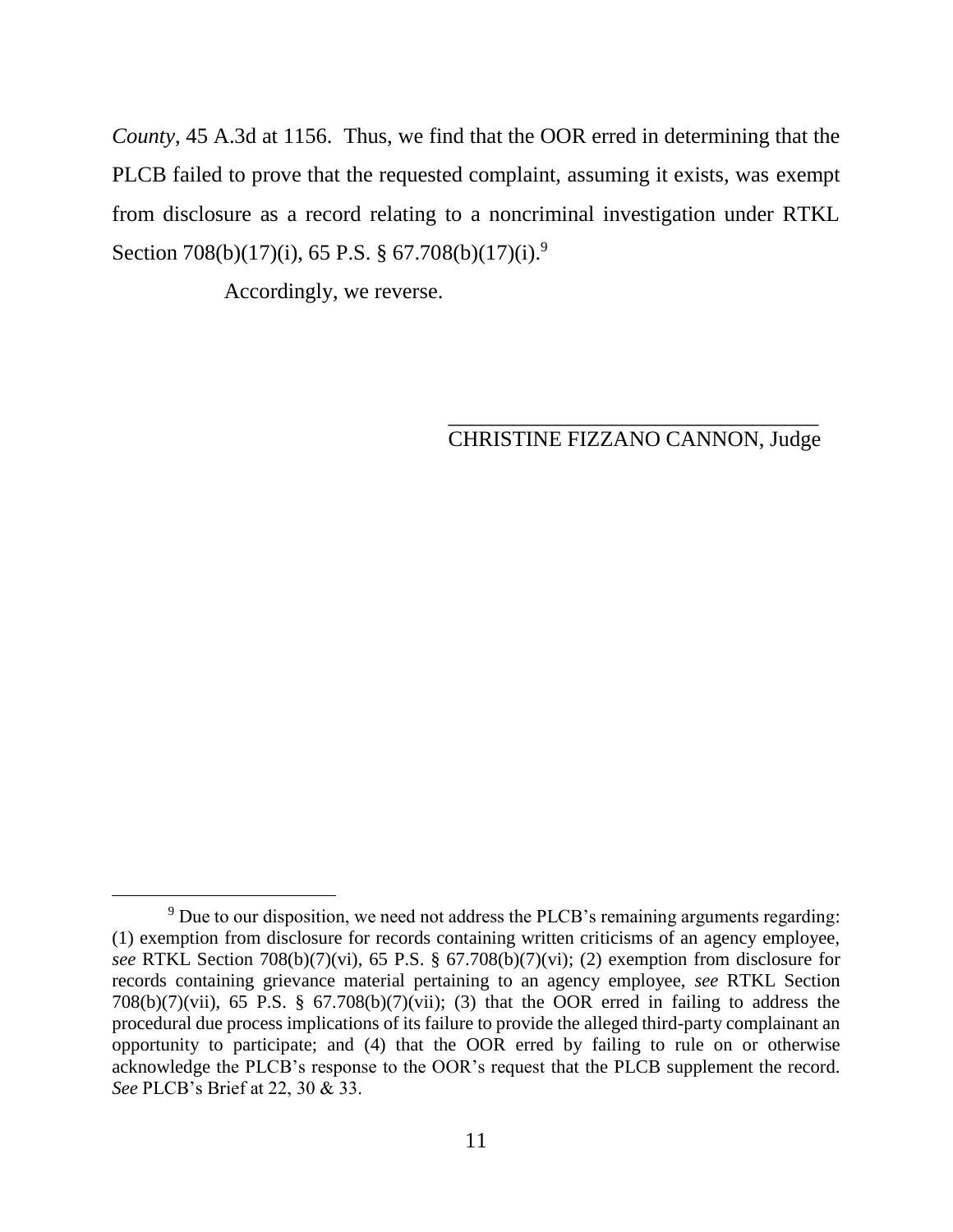*County*, 45 A.3d at 1156. Thus, we find that the OOR erred in determining that the PLCB failed to prove that the requested complaint, assuming it exists, was exempt from disclosure as a record relating to a noncriminal investigation under RTKL Section 708(b)(17)(i), 65 P.S. § 67.708(b)(17)(i).[9]

Accordingly, we reverse.

\_\_\_\_\_\_\_\_\_\_\_\_\_\_\_\_\_\_\_\_\_\_\_\_\_\_\_\_\_\_\_\_\_\_\_\_
CHRISTINE FIZZANO CANNON, Judge

---

[9] Due to our disposition, we need not address the PLCB's remaining arguments regarding: (1) exemption from disclosure for records containing written criticisms of an agency employee, *see* RTKL Section 708(b)(7)(vi), 65 P.S. § 67.708(b)(7)(vi); (2) exemption from disclosure for records containing grievance material pertaining to an agency employee, *see* RTKL Section 708(b)(7)(vii), 65 P.S. § 67.708(b)(7)(vii); (3) that the OOR erred in failing to address the procedural due process implications of its failure to provide the alleged third-party complainant an opportunity to participate; and (4) that the OOR erred by failing to rule on or otherwise acknowledge the PLCB's response to the OOR's request that the PLCB supplement the record. *See* PLCB's Brief at 22, 30 & 33.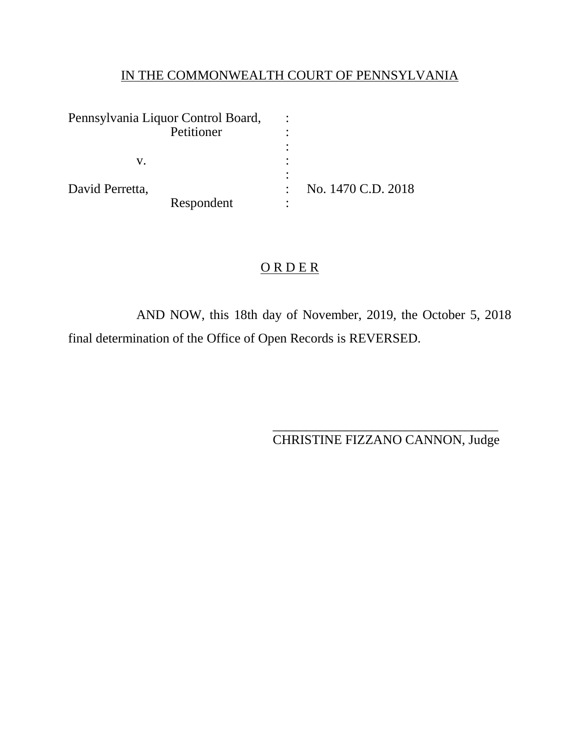IN THE COMMONWEALTH COURT OF PENNSYLVANIA

| | | |
|---|---|---|
| Pennsylvania Liquor Control Board, Petitioner | : | |
| v. | : | |
| David Perretta, Respondent | : | No. 1470 C.D. 2018 |

## O R D E R

AND NOW, this 18th day of November, 2019, the October 5, 2018 final determination of the Office of Open Records is REVERSED.

\_\_\_\_\_\_\_\_\_\_\_\_\_\_\_\_\_\_\_\_\_\_\_\_\_\_\_\_\_\_\_\_\_\_\_\_

CHRISTINE FIZZANO CANNON, Judge